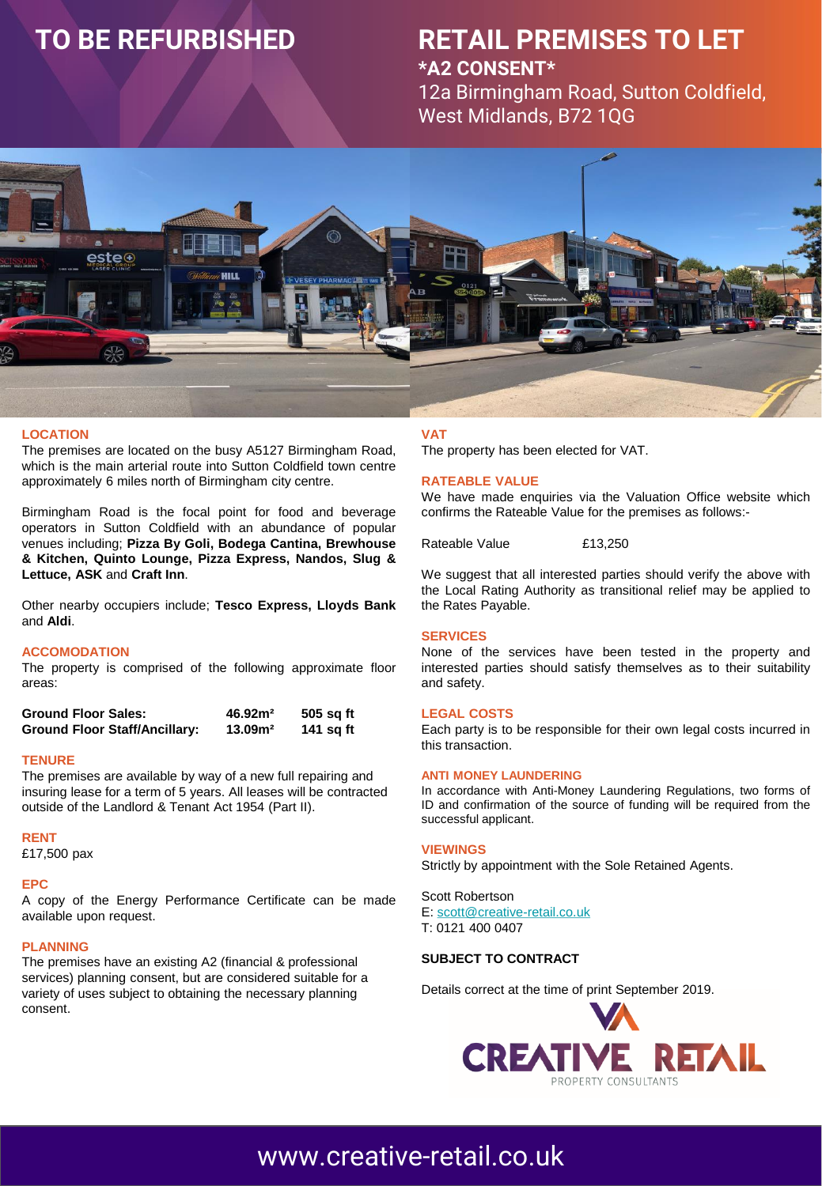# TO BE REFURBISHED

# RETAIL PREMISES TO LET

## *A2 CONSENT*

12a Birmingham Road, Sutton Coldfield, West Midlands, B72 1QG

### LOCATION

The premises are located on the busy A5127 Birmingham Road, which is the main arterial route into Sutton Coldfield town centre approximately 6 miles north of Birmingham city centre.

Birmingham Road is the focal point for food and beverage operators in Sutton Coldfield with an abundance of popular venues including; **Pizza By Goli, Bodega Cantina, Brewhouse & Kitchen, Quinto Lounge, Pizza Express, Nandos, Slug & Lettuce, ASK** and **Craft Inn**.

Other nearby occupiers include; **Tesco Express, Lloyds Bank** and **Aldi**.

### ACCOMODATION

The property is comprised of the following approximate floor areas:

| | | |
|---|---|---|
| **Ground Floor Sales:** | **46.92m²** | **505 sq ft** |
| **Ground Floor Staff/Ancillary:** | **13.09m²** | **141 sq ft** |

### TENURE

The premises are available by way of a new full repairing and insuring lease for a term of 5 years. All leases will be contracted outside of the Landlord & Tenant Act 1954 (Part II).

### RENT

£17,500 pax

### EPC

A copy of the Energy Performance Certificate can be made available upon request.

### PLANNING

The premises have an existing A2 (financial & professional services) planning consent, but are considered suitable for a variety of uses subject to obtaining the necessary planning consent.

### VAT

The property has been elected for VAT.

### RATEABLE VALUE

We have made enquiries via the Valuation Office website which confirms the Rateable Value for the premises as follows:-

Rateable Value £13,250

We suggest that all interested parties should verify the above with the Local Rating Authority as transitional relief may be applied to the Rates Payable.

### SERVICES

None of the services have been tested in the property and interested parties should satisfy themselves as to their suitability and safety.

### LEGAL COSTS

Each party is to be responsible for their own legal costs incurred in this transaction.

### ANTI MONEY LAUNDERING

In accordance with Anti-Money Laundering Regulations, two forms of ID and confirmation of the source of funding will be required from the successful applicant.

### VIEWINGS

Strictly by appointment with the Sole Retained Agents.

Scott Robertson
E: scott@creative-retail.co.uk
T: 0121 400 0407

**SUBJECT TO CONTRACT**

Details correct at the time of print September 2019.

CREATIVE RETAIL
PROPERTY CONSULTANTS

www.creative-retail.co.uk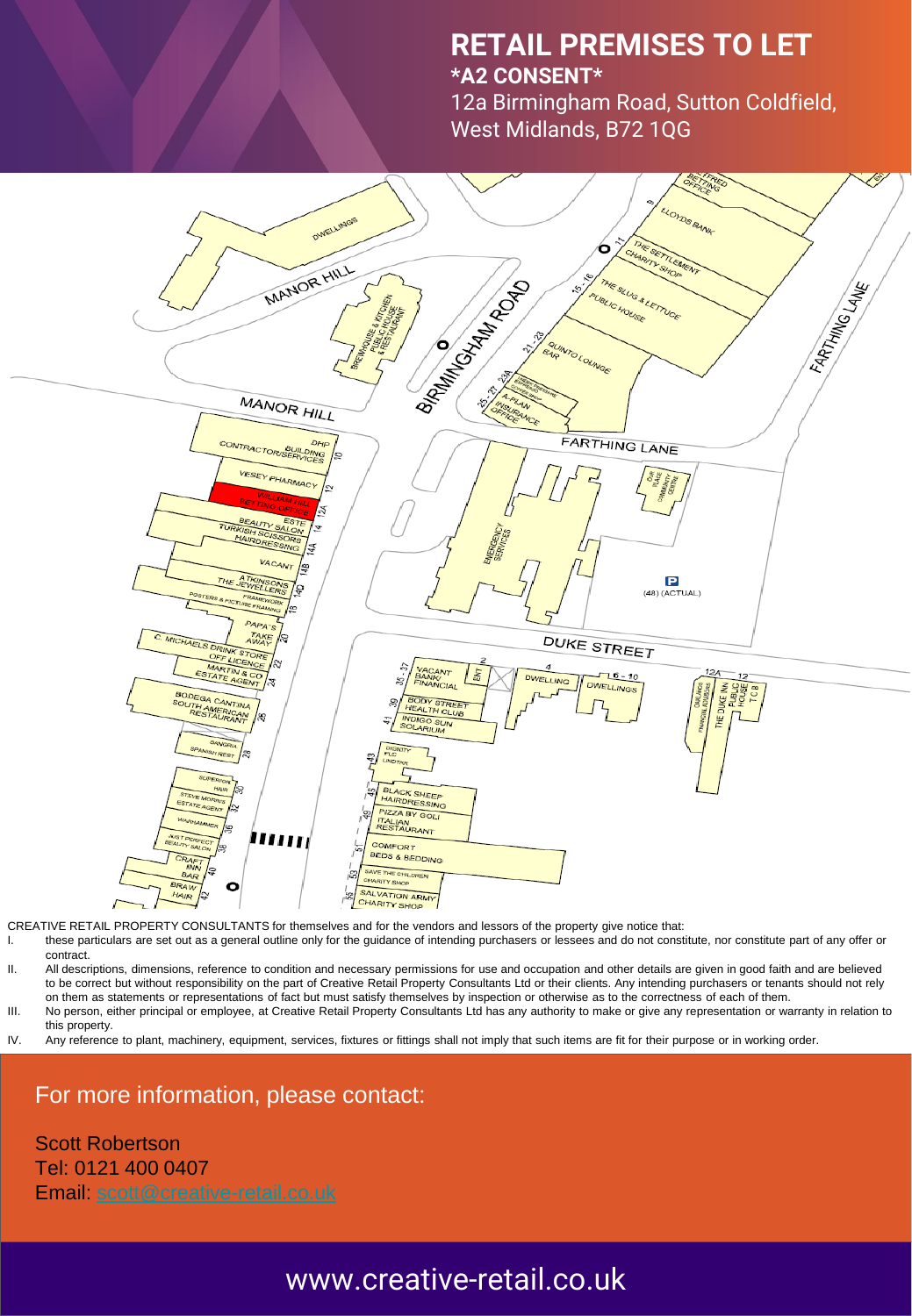# RETAIL PREMISES TO LET

**\*A2 CONSENT\***

12a Birmingham Road, Sutton Coldfield, West Midlands, B72 1QG

MANOR HILL
BIRMINGHAM ROAD
FARTHING LANE
DUKE STREET

CREATIVE RETAIL PROPERTY CONSULTANTS for themselves and for the vendors and lessors of the property give notice that:

I. these particulars are set out as a general outline only for the guidance of intending purchasers or lessees and do not constitute, nor constitute part of any offer or contract.

II. All descriptions, dimensions, reference to condition and necessary permissions for use and occupation and other details are given in good faith and are believed to be correct but without responsibility on the part of Creative Retail Property Consultants Ltd or their clients. Any intending purchasers or tenants should not rely on them as statements or representations of fact but must satisfy themselves by inspection or otherwise as to the correctness of each of them.

III. No person, either principal or employee, at Creative Retail Property Consultants Ltd has any authority to make or give any representation or warranty in relation to this property.

IV. Any reference to plant, machinery, equipment, services, fixtures or fittings shall not imply that such items are fit for their purpose or in working order.

## For more information, please contact:

Scott Robertson
Tel: 0121 400 0407
Email: scott@creative-retail.co.uk

www.creative-retail.co.uk